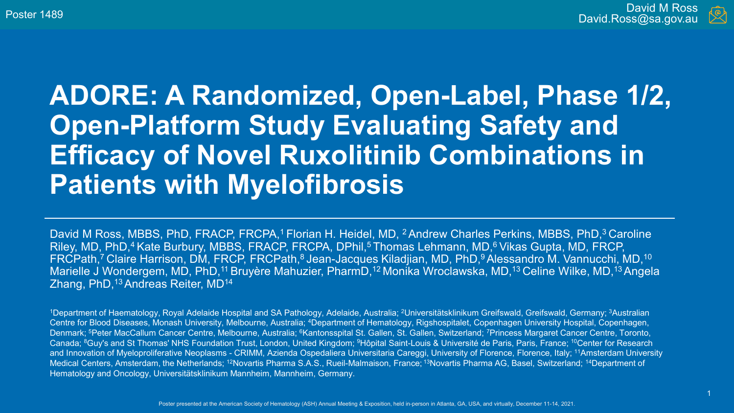Poster 1489

David M Ross
David.Ross@sa.gov.au

# ADORE: A Randomized, Open-Label, Phase 1/2, Open-Platform Study Evaluating Safety and Efficacy of Novel Ruxolitinib Combinations in Patients with Myelofibrosis

David M Ross, MBBS, PhD, FRACP, FRCPA,[1] Florian H. Heidel, MD, [2] Andrew Charles Perkins, MBBS, PhD,[3] Caroline Riley, MD, PhD,[4] Kate Burbury, MBBS, FRACP, FRCPA, DPhil,[5] Thomas Lehmann, MD,[6] Vikas Gupta, MD, FRCP, FRCPath,[7] Claire Harrison, DM, FRCP, FRCPath,[8] Jean-Jacques Kiladjian, MD, PhD,[9] Alessandro M. Vannucchi, MD,[10] Marielle J Wondergem, MD, PhD,[11] Bruyère Mahuzier, PharmD,[12] Monika Wroclawska, MD,[13] Celine Wilke, MD,[13] Angela Zhang, PhD,[13] Andreas Reiter, MD[14]

[1]Department of Haematology, Royal Adelaide Hospital and SA Pathology, Adelaide, Australia; [2]Universitätsklinikum Greifswald, Greifswald, Germany; [3]Australian Centre for Blood Diseases, Monash University, Melbourne, Australia; [4]Department of Hematology, Rigshospitalet, Copenhagen University Hospital, Copenhagen, Denmark; [5]Peter MacCallum Cancer Centre, Melbourne, Australia; [6]Kantonsspital St. Gallen, St. Gallen, Switzerland; [7]Princess Margaret Cancer Centre, Toronto, Canada; [8]Guy's and St Thomas' NHS Foundation Trust, London, United Kingdom; [9]Hôpital Saint-Louis & Université de Paris, Paris, France; [10]Center for Research and Innovation of Myeloproliferative Neoplasms - CRIMM, Azienda Ospedaliera Universitaria Careggi, University of Florence, Florence, Italy; [11]Amsterdam University Medical Centers, Amsterdam, the Netherlands; [12]Novartis Pharma S.A.S., Rueil-Malmaison, France; [13]Novartis Pharma AG, Basel, Switzerland; [14]Department of Hematology and Oncology, Universitätsklinikum Mannheim, Mannheim, Germany.

Poster presented at the American Society of Hematology (ASH) Annual Meeting & Exposition, held in-person in Atlanta, GA, USA, and virtually, December 11-14, 2021.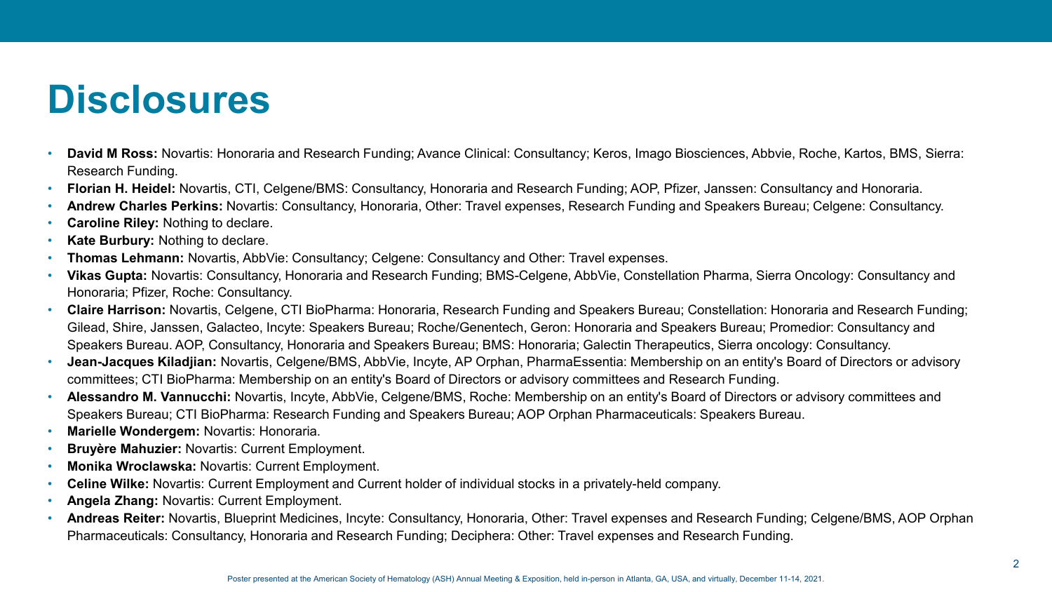# Disclosures

- **David M Ross:** Novartis: Honoraria and Research Funding; Avance Clinical: Consultancy; Keros, Imago Biosciences, Abbvie, Roche, Kartos, BMS, Sierra: Research Funding.
- **Florian H. Heidel:** Novartis, CTI, Celgene/BMS: Consultancy, Honoraria and Research Funding; AOP, Pfizer, Janssen: Consultancy and Honoraria.
- **Andrew Charles Perkins:** Novartis: Consultancy, Honoraria, Other: Travel expenses, Research Funding and Speakers Bureau; Celgene: Consultancy.
- **Caroline Riley:** Nothing to declare.
- **Kate Burbury:** Nothing to declare.
- **Thomas Lehmann:** Novartis, AbbVie: Consultancy; Celgene: Consultancy and Other: Travel expenses.
- **Vikas Gupta:** Novartis: Consultancy, Honoraria and Research Funding; BMS-Celgene, AbbVie, Constellation Pharma, Sierra Oncology: Consultancy and Honoraria; Pfizer, Roche: Consultancy.
- **Claire Harrison:** Novartis, Celgene, CTI BioPharma: Honoraria, Research Funding and Speakers Bureau; Constellation: Honoraria and Research Funding; Gilead, Shire, Janssen, Galacteo, Incyte: Speakers Bureau; Roche/Genentech, Geron: Honoraria and Speakers Bureau; Promedior: Consultancy and Speakers Bureau. AOP, Consultancy, Honoraria and Speakers Bureau; BMS: Honoraria; Galectin Therapeutics, Sierra oncology: Consultancy.
- **Jean-Jacques Kiladjian:** Novartis, Celgene/BMS, AbbVie, Incyte, AP Orphan, PharmaEssentia: Membership on an entity's Board of Directors or advisory committees; CTI BioPharma: Membership on an entity's Board of Directors or advisory committees and Research Funding.
- **Alessandro M. Vannucchi:** Novartis, Incyte, AbbVie, Celgene/BMS, Roche: Membership on an entity's Board of Directors or advisory committees and Speakers Bureau; CTI BioPharma: Research Funding and Speakers Bureau; AOP Orphan Pharmaceuticals: Speakers Bureau.
- **Marielle Wondergem:** Novartis: Honoraria.
- **Bruyère Mahuzier:** Novartis: Current Employment.
- **Monika Wroclawska:** Novartis: Current Employment.
- **Celine Wilke:** Novartis: Current Employment and Current holder of individual stocks in a privately-held company.
- **Angela Zhang:** Novartis: Current Employment.
- **Andreas Reiter:** Novartis, Blueprint Medicines, Incyte: Consultancy, Honoraria, Other: Travel expenses and Research Funding; Celgene/BMS, AOP Orphan Pharmaceuticals: Consultancy, Honoraria and Research Funding; Deciphera: Other: Travel expenses and Research Funding.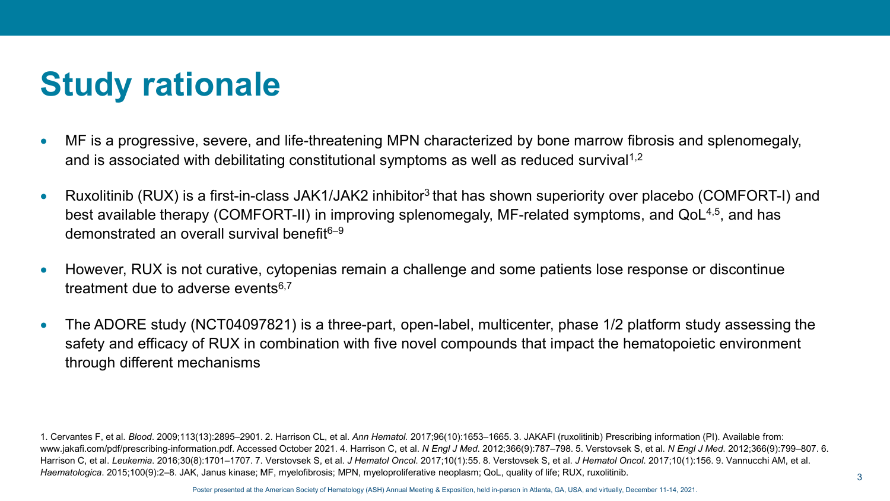# Study rationale

- MF is a progressive, severe, and life-threatening MPN characterized by bone marrow fibrosis and splenomegaly, and is associated with debilitating constitutional symptoms as well as reduced survival[1,2]
- Ruxolitinib (RUX) is a first-in-class JAK1/JAK2 inhibitor[3] that has shown superiority over placebo (COMFORT-I) and best available therapy (COMFORT-II) in improving splenomegaly, MF-related symptoms, and QoL[4,5], and has demonstrated an overall survival benefit[6–9]
- However, RUX is not curative, cytopenias remain a challenge and some patients lose response or discontinue treatment due to adverse events[6,7]
- The ADORE study (NCT04097821) is a three-part, open-label, multicenter, phase 1/2 platform study assessing the safety and efficacy of RUX in combination with five novel compounds that impact the hematopoietic environment through different mechanisms

1. Cervantes F, et al. *Blood*. 2009;113(13):2895–2901. 2. Harrison CL, et al. *Ann Hematol.* 2017;96(10):1653–1665. 3. JAKAFI (ruxolitinib) Prescribing information (PI). Available from: www.jakafi.com/pdf/prescribing-information.pdf. Accessed October 2021. 4. Harrison C, et al. *N Engl J Med*. 2012;366(9):787–798. 5. Verstovsek S, et al. *N Engl J Med*. 2012;366(9):799–807. 6. Harrison C, et al. *Leukemia*. 2016;30(8):1701–1707. 7. Verstovsek S, et al. *J Hematol Oncol*. 2017;10(1):55. 8. Verstovsek S, et al. *J Hematol Oncol*. 2017;10(1):156. 9. Vannucchi AM, et al. *Haematologica*. 2015;100(9):2–8. JAK, Janus kinase; MF, myelofibrosis; MPN, myeloproliferative neoplasm; QoL, quality of life; RUX, ruxolitinib.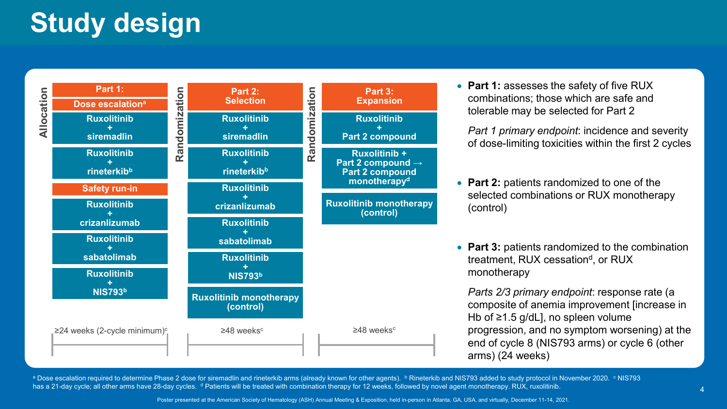# Study design

**Allocation**

**Part 1:**
**Dose escalation**[a]
- Ruxolitinib + siremadlin
- Ruxolitinib + rineterkib[b]

**Safety run-in**
- Ruxolitinib + crizanlizumab
- Ruxolitinib + sabatolimab
- Ruxolitinib + NIS793[b]

≥24 weeks (2-cycle minimum)[c]

**Randomization**

**Part 2: Selection**
- Ruxolitinib + siremadlin
- Ruxolitinib + rineterkib[b]
- Ruxolitinib + crizanlizumab
- Ruxolitinib + sabatolimab
- Ruxolitinib + NIS793[b]
- Ruxolitinib monotherapy (control)

≥48 weeks[c]

**Randomization**

**Part 3: Expansion**
- Ruxolitinib + Part 2 compound
- Ruxolitinib + Part 2 compound → Part 2 compound monotherapy[d]
- Ruxolitinib monotherapy (control)

≥48 weeks[c]

- **Part 1:** assesses the safety of five RUX combinations; those which are safe and tolerable may be selected for Part 2

  *Part 1 primary endpoint*: incidence and severity of dose-limiting toxicities within the first 2 cycles

- **Part 2:** patients randomized to one of the selected combinations or RUX monotherapy (control)

- **Part 3:** patients randomized to the combination treatment, RUX cessation[d], or RUX monotherapy

  *Parts 2/3 primary endpoint*: response rate (a composite of anemia improvement [increase in Hb of ≥1.5 g/dL], no spleen volume progression, and no symptom worsening) at the end of cycle 8 (NIS793 arms) or cycle 6 (other arms) (24 weeks)

[a] Dose escalation required to determine Phase 2 dose for siremadlin and rineterkib arms (already known for other agents). [b] Rineterkib and NIS793 added to study protocol in November 2020. [c] NIS793 has a 21-day cycle; all other arms have 28-day cycles. [d] Patients will be treated with combination therapy for 12 weeks, followed by novel agent monotherapy. RUX, ruxolitinib.

Poster presented at the American Society of Hematology (ASH) Annual Meeting & Exposition, held in-person in Atlanta, GA, USA, and virtually, December 11-14, 2021.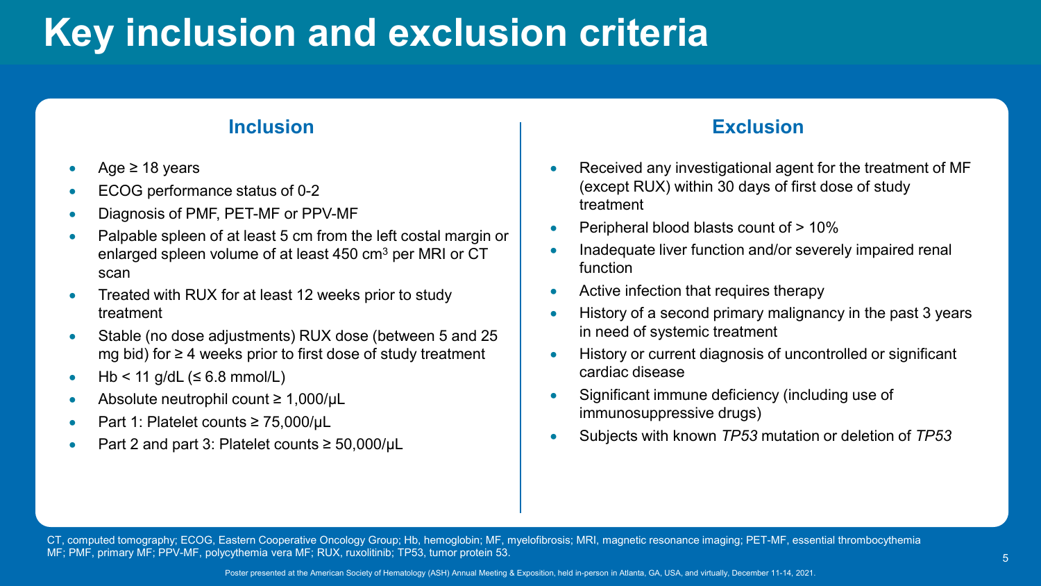# Key inclusion and exclusion criteria

## Inclusion

- Age ≥ 18 years
- ECOG performance status of 0-2
- Diagnosis of PMF, PET-MF or PPV-MF
- Palpable spleen of at least 5 cm from the left costal margin or enlarged spleen volume of at least 450 $cm^3$ per MRI or CT scan
- Treated with RUX for at least 12 weeks prior to study treatment
- Stable (no dose adjustments) RUX dose (between 5 and 25 mg bid) for ≥ 4 weeks prior to first dose of study treatment
- Hb < 11 g/dL (≤ 6.8 mmol/L)
- Absolute neutrophil count ≥ 1,000/µL
- Part 1: Platelet counts ≥ 75,000/µL
- Part 2 and part 3: Platelet counts ≥ 50,000/µL

## Exclusion

- Received any investigational agent for the treatment of MF (except RUX) within 30 days of first dose of study treatment
- Peripheral blood blasts count of > 10%
- Inadequate liver function and/or severely impaired renal function
- Active infection that requires therapy
- History of a second primary malignancy in the past 3 years in need of systemic treatment
- History or current diagnosis of uncontrolled or significant cardiac disease
- Significant immune deficiency (including use of immunosuppressive drugs)
- Subjects with known *TP53* mutation or deletion of *TP53*

CT, computed tomography; ECOG, Eastern Cooperative Oncology Group; Hb, hemoglobin; MF, myelofibrosis; MRI, magnetic resonance imaging; PET-MF, essential thrombocythemia MF; PMF, primary MF; PPV-MF, polycythemia vera MF; RUX, ruxolitinib; TP53, tumor protein 53.

Poster presented at the American Society of Hematology (ASH) Annual Meeting & Exposition, held in-person in Atlanta, GA, USA, and virtually, December 11-14, 2021.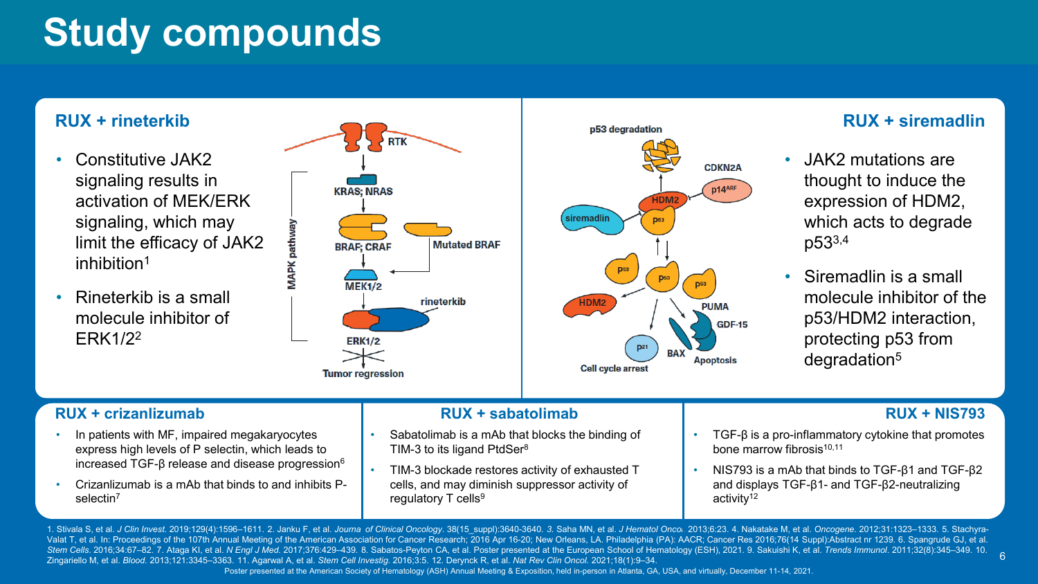# Study compounds

## RUX + rineterkib

- Constitutive JAK2 signaling results in activation of MEK/ERK signaling, which may limit the efficacy of JAK2 inhibition[1]
- Rineterkib is a small molecule inhibitor of ERK1/2[2]

## RUX + siremadlin

- JAK2 mutations are thought to induce the expression of HDM2, which acts to degrade p53[3,4]
- Siremadlin is a small molecule inhibitor of the p53/HDM2 interaction, protecting p53 from degradation[5]

## RUX + crizanlizumab

- In patients with MF, impaired megakaryocytes express high levels of P selectin, which leads to increased TGF-β release and disease progression[6]
- Crizanlizumab is a mAb that binds to and inhibits P-selectin[7]

## RUX + sabatolimab

- Sabatolimab is a mAb that blocks the binding of TIM-3 to its ligand PtdSer[8]
- TIM-3 blockade restores activity of exhausted T cells, and may diminish suppressor activity of regulatory T cells[9]

## RUX + NIS793

- TGF-β is a pro-inflammatory cytokine that promotes bone marrow fibrosis[10,11]
- NIS793 is a mAb that binds to TGF-β1 and TGF-β2 and displays TGF-β1- and TGF-β2-neutralizing activity[12]

1. Stivala S, et al. *J Clin Invest.* 2019;129(4):1596–1611. 2. Janku F, et al. *Journa of Clinical Oncology*. 38(15_suppl):3640-3640. 3. Saha MN, et al. *J Hematol Onco* 2013;6:23. 4. Nakatake M, et al. *Oncogene*. 2012;31:1323–1333. 5. Stachyra-Valat T, et al. In: Proceedings of the 107th Annual Meeting of the American Association for Cancer Research; 2016 Apr 16-20; New Orleans, LA. Philadelphia (PA): AACR; Cancer Res 2016;76(14 Suppl):Abstract nr 1239. 6. Spangrude GJ, et al. *Stem Cells*. 2016;34:67–82. 7. Ataga KI, et al. *N Engl J Med.* 2017;376:429–439. 8. Sabatos-Peyton CA, et al. Poster presented at the European School of Hematology (ESH), 2021. 9. Sakuishi K, et al. *Trends Immunol.* 2011;32(8):345–349. 10. Zingariello M, et al. *Blood*. 2013;121:3345–3363. 11. Agarwal A, et al. *Stem Cell Investig*. 2016;3:5. 12. Derynck R, et al. *Nat Rev Clin Oncol.* 2021;18(1):9–34.

Poster presented at the American Society of Hematology (ASH) Annual Meeting & Exposition, held in-person in Atlanta, GA, USA, and virtually, December 11-14, 2021.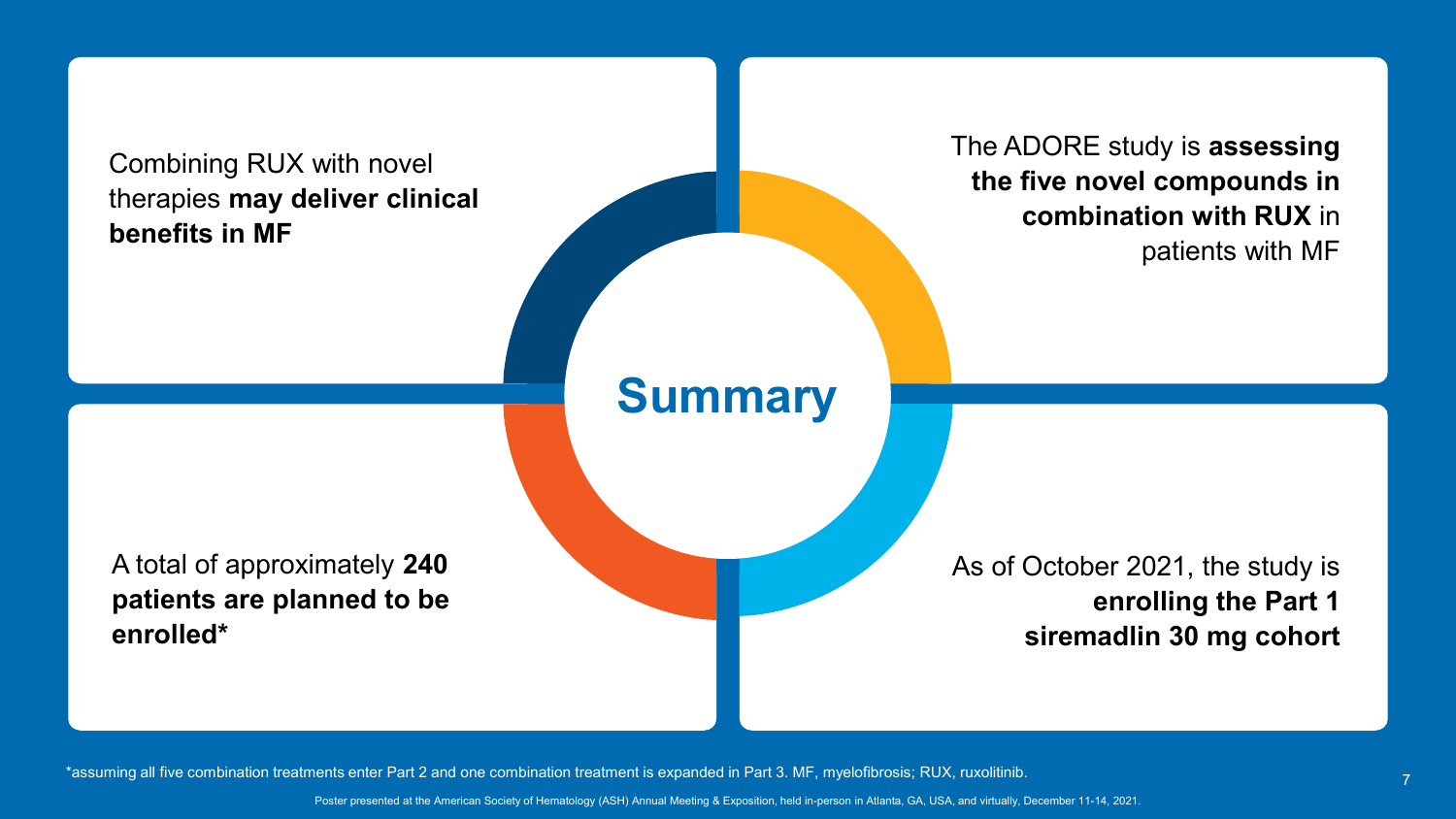# Summary

Combining RUX with novel therapies **may deliver clinical benefits in MF**

The ADORE study is **assessing the five novel compounds in combination with RUX** in patients with MF

A total of approximately **240 patients are planned to be enrolled***

As of October 2021, the study is **enrolling the Part 1 siremadlin 30 mg cohort**

*assuming all five combination treatments enter Part 2 and one combination treatment is expanded in Part 3. MF, myelofibrosis; RUX, ruxolitinib.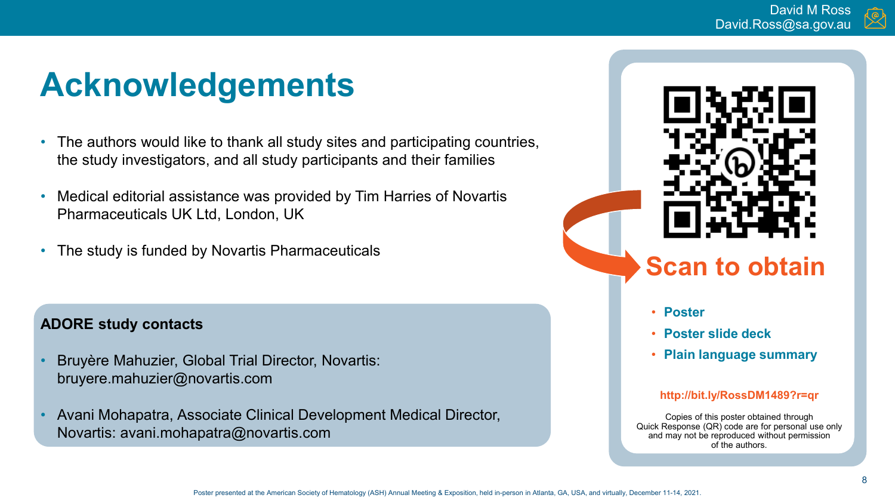David M Ross
David.Ross@sa.gov.au

# Acknowledgements

- The authors would like to thank all study sites and participating countries, the study investigators, and all study participants and their families
- Medical editorial assistance was provided by Tim Harries of Novartis Pharmaceuticals UK Ltd, London, UK
- The study is funded by Novartis Pharmaceuticals

**ADORE study contacts**

- Bruyère Mahuzier, Global Trial Director, Novartis: bruyere.mahuzier@novartis.com
- Avani Mohapatra, Associate Clinical Development Medical Director, Novartis: avani.mohapatra@novartis.com

## Scan to obtain

- **Poster**
- **Poster slide deck**
- **Plain language summary**

**http://bit.ly/RossDM1489?r=qr**

Copies of this poster obtained through Quick Response (QR) code are for personal use only and may not be reproduced without permission of the authors.

Poster presented at the American Society of Hematology (ASH) Annual Meeting & Exposition, held in-person in Atlanta, GA, USA, and virtually, December 11-14, 2021.